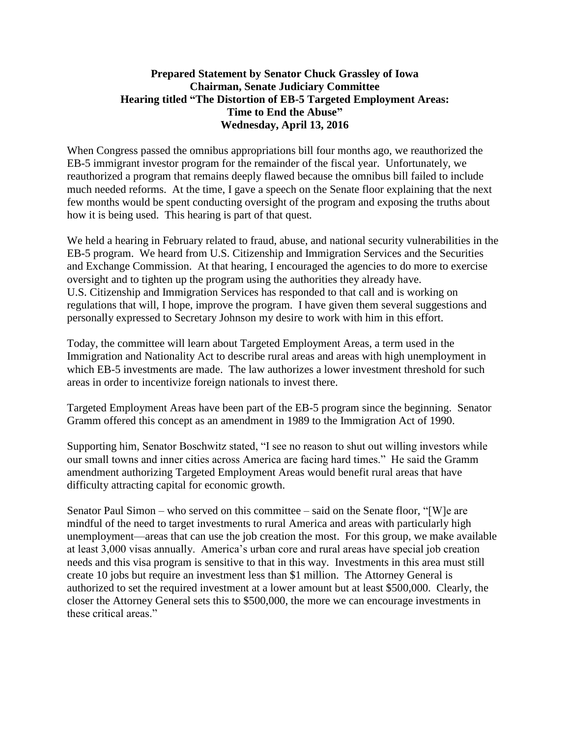**Prepared Statement by Senator Chuck Grassley of Iowa**
**Chairman, Senate Judiciary Committee**
**Hearing titled "The Distortion of EB-5 Targeted Employment Areas: Time to End the Abuse"**
**Wednesday, April 13, 2016**

When Congress passed the omnibus appropriations bill four months ago, we reauthorized the EB-5 immigrant investor program for the remainder of the fiscal year. Unfortunately, we reauthorized a program that remains deeply flawed because the omnibus bill failed to include much needed reforms. At the time, I gave a speech on the Senate floor explaining that the next few months would be spent conducting oversight of the program and exposing the truths about how it is being used. This hearing is part of that quest.

We held a hearing in February related to fraud, abuse, and national security vulnerabilities in the EB-5 program. We heard from U.S. Citizenship and Immigration Services and the Securities and Exchange Commission. At that hearing, I encouraged the agencies to do more to exercise oversight and to tighten up the program using the authorities they already have. U.S. Citizenship and Immigration Services has responded to that call and is working on regulations that will, I hope, improve the program. I have given them several suggestions and personally expressed to Secretary Johnson my desire to work with him in this effort.

Today, the committee will learn about Targeted Employment Areas, a term used in the Immigration and Nationality Act to describe rural areas and areas with high unemployment in which EB-5 investments are made. The law authorizes a lower investment threshold for such areas in order to incentivize foreign nationals to invest there.

Targeted Employment Areas have been part of the EB-5 program since the beginning. Senator Gramm offered this concept as an amendment in 1989 to the Immigration Act of 1990.

Supporting him, Senator Boschwitz stated, "I see no reason to shut out willing investors while our small towns and inner cities across America are facing hard times." He said the Gramm amendment authorizing Targeted Employment Areas would benefit rural areas that have difficulty attracting capital for economic growth.

Senator Paul Simon – who served on this committee – said on the Senate floor, "[W]e are mindful of the need to target investments to rural America and areas with particularly high unemployment—areas that can use the job creation the most. For this group, we make available at least 3,000 visas annually. America's urban core and rural areas have special job creation needs and this visa program is sensitive to that in this way. Investments in this area must still create 10 jobs but require an investment less than $1 million. The Attorney General is authorized to set the required investment at a lower amount but at least $500,000. Clearly, the closer the Attorney General sets this to $500,000, the more we can encourage investments in these critical areas."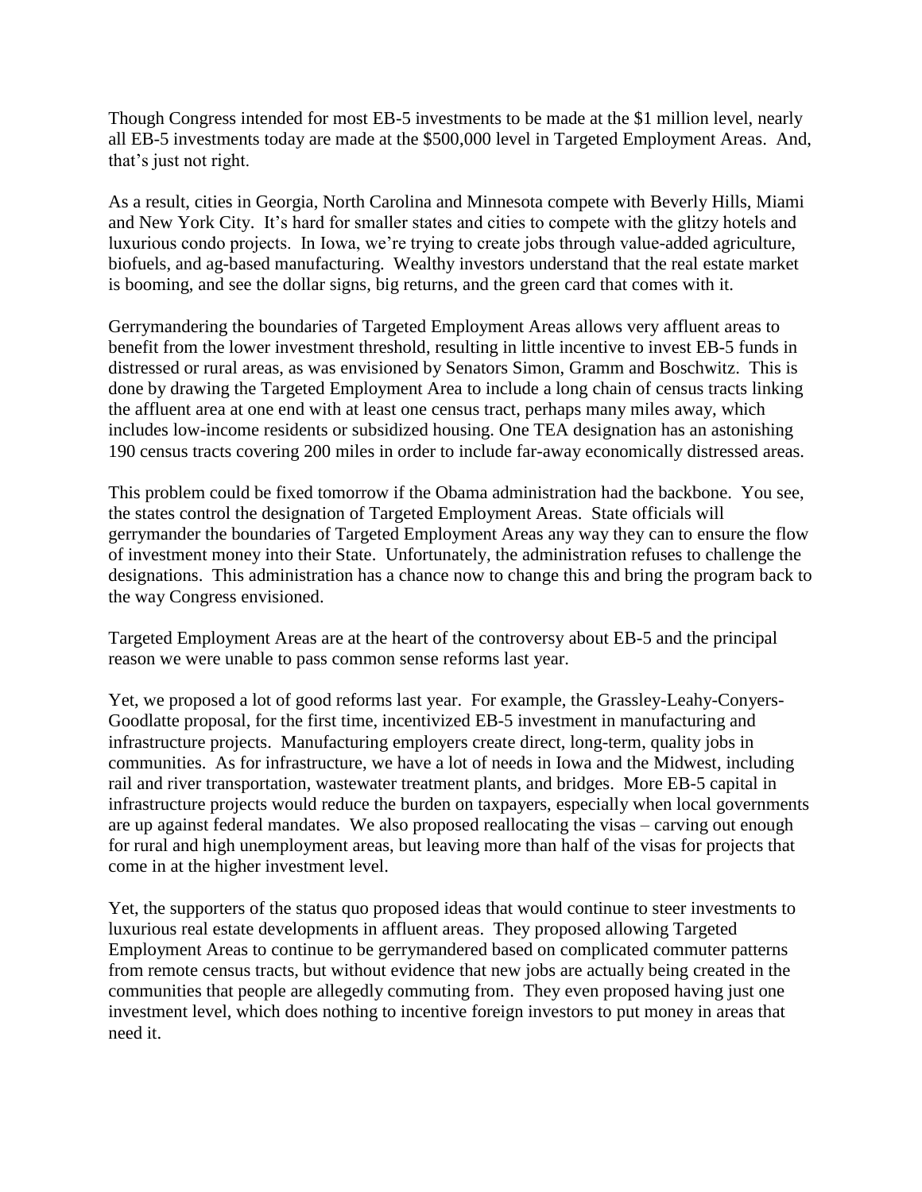Though Congress intended for most EB-5 investments to be made at the $1 million level, nearly all EB-5 investments today are made at the $500,000 level in Targeted Employment Areas. And, that's just not right.

As a result, cities in Georgia, North Carolina and Minnesota compete with Beverly Hills, Miami and New York City. It's hard for smaller states and cities to compete with the glitzy hotels and luxurious condo projects. In Iowa, we're trying to create jobs through value-added agriculture, biofuels, and ag-based manufacturing. Wealthy investors understand that the real estate market is booming, and see the dollar signs, big returns, and the green card that comes with it.

Gerrymandering the boundaries of Targeted Employment Areas allows very affluent areas to benefit from the lower investment threshold, resulting in little incentive to invest EB-5 funds in distressed or rural areas, as was envisioned by Senators Simon, Gramm and Boschwitz. This is done by drawing the Targeted Employment Area to include a long chain of census tracts linking the affluent area at one end with at least one census tract, perhaps many miles away, which includes low-income residents or subsidized housing. One TEA designation has an astonishing 190 census tracts covering 200 miles in order to include far-away economically distressed areas.

This problem could be fixed tomorrow if the Obama administration had the backbone. You see, the states control the designation of Targeted Employment Areas. State officials will gerrymander the boundaries of Targeted Employment Areas any way they can to ensure the flow of investment money into their State. Unfortunately, the administration refuses to challenge the designations. This administration has a chance now to change this and bring the program back to the way Congress envisioned.

Targeted Employment Areas are at the heart of the controversy about EB-5 and the principal reason we were unable to pass common sense reforms last year.

Yet, we proposed a lot of good reforms last year. For example, the Grassley-Leahy-Conyers-Goodlatte proposal, for the first time, incentivized EB-5 investment in manufacturing and infrastructure projects. Manufacturing employers create direct, long-term, quality jobs in communities. As for infrastructure, we have a lot of needs in Iowa and the Midwest, including rail and river transportation, wastewater treatment plants, and bridges. More EB-5 capital in infrastructure projects would reduce the burden on taxpayers, especially when local governments are up against federal mandates. We also proposed reallocating the visas – carving out enough for rural and high unemployment areas, but leaving more than half of the visas for projects that come in at the higher investment level.

Yet, the supporters of the status quo proposed ideas that would continue to steer investments to luxurious real estate developments in affluent areas. They proposed allowing Targeted Employment Areas to continue to be gerrymandered based on complicated commuter patterns from remote census tracts, but without evidence that new jobs are actually being created in the communities that people are allegedly commuting from. They even proposed having just one investment level, which does nothing to incentive foreign investors to put money in areas that need it.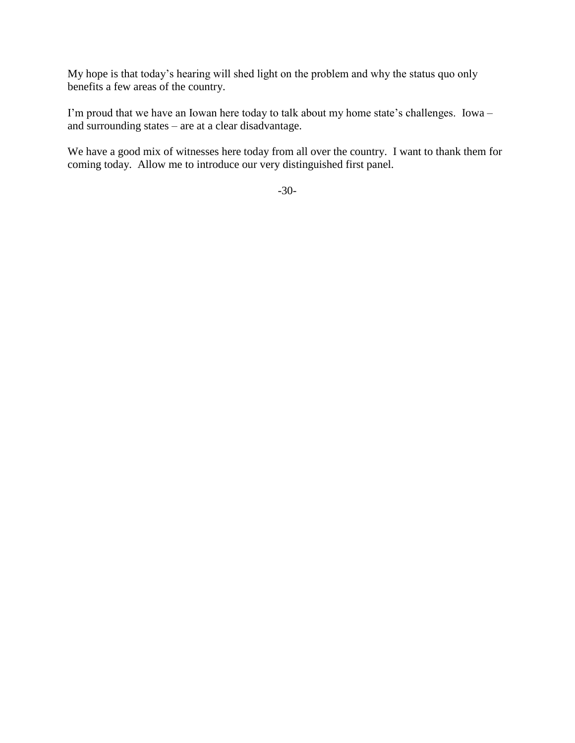My hope is that today's hearing will shed light on the problem and why the status quo only benefits a few areas of the country.

I'm proud that we have an Iowan here today to talk about my home state's challenges. Iowa – and surrounding states – are at a clear disadvantage.

We have a good mix of witnesses here today from all over the country. I want to thank them for coming today. Allow me to introduce our very distinguished first panel.

-30-